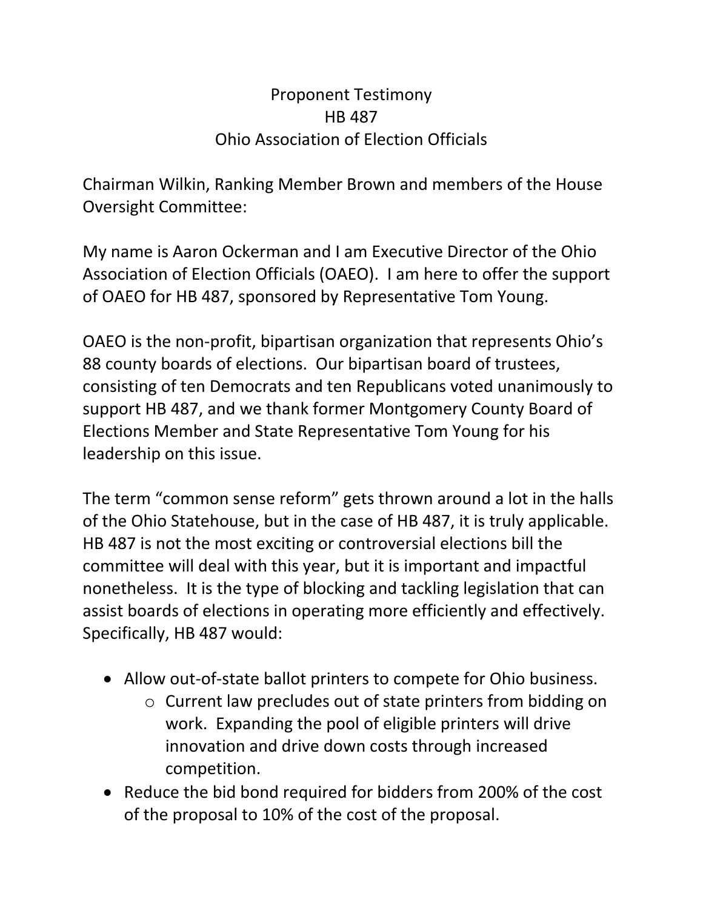# Proponent Testimony
## HB 487
## Ohio Association of Election Officials

Chairman Wilkin, Ranking Member Brown and members of the House Oversight Committee:

My name is Aaron Ockerman and I am Executive Director of the Ohio Association of Election Officials (OAEO). I am here to offer the support of OAEO for HB 487, sponsored by Representative Tom Young.

OAEO is the non-profit, bipartisan organization that represents Ohio's 88 county boards of elections. Our bipartisan board of trustees, consisting of ten Democrats and ten Republicans voted unanimously to support HB 487, and we thank former Montgomery County Board of Elections Member and State Representative Tom Young for his leadership on this issue.

The term "common sense reform" gets thrown around a lot in the halls of the Ohio Statehouse, but in the case of HB 487, it is truly applicable. HB 487 is not the most exciting or controversial elections bill the committee will deal with this year, but it is important and impactful nonetheless. It is the type of blocking and tackling legislation that can assist boards of elections in operating more efficiently and effectively. Specifically, HB 487 would:

- Allow out-of-state ballot printers to compete for Ohio business.
  - Current law precludes out of state printers from bidding on work. Expanding the pool of eligible printers will drive innovation and drive down costs through increased competition.
- Reduce the bid bond required for bidders from 200% of the cost of the proposal to 10% of the cost of the proposal.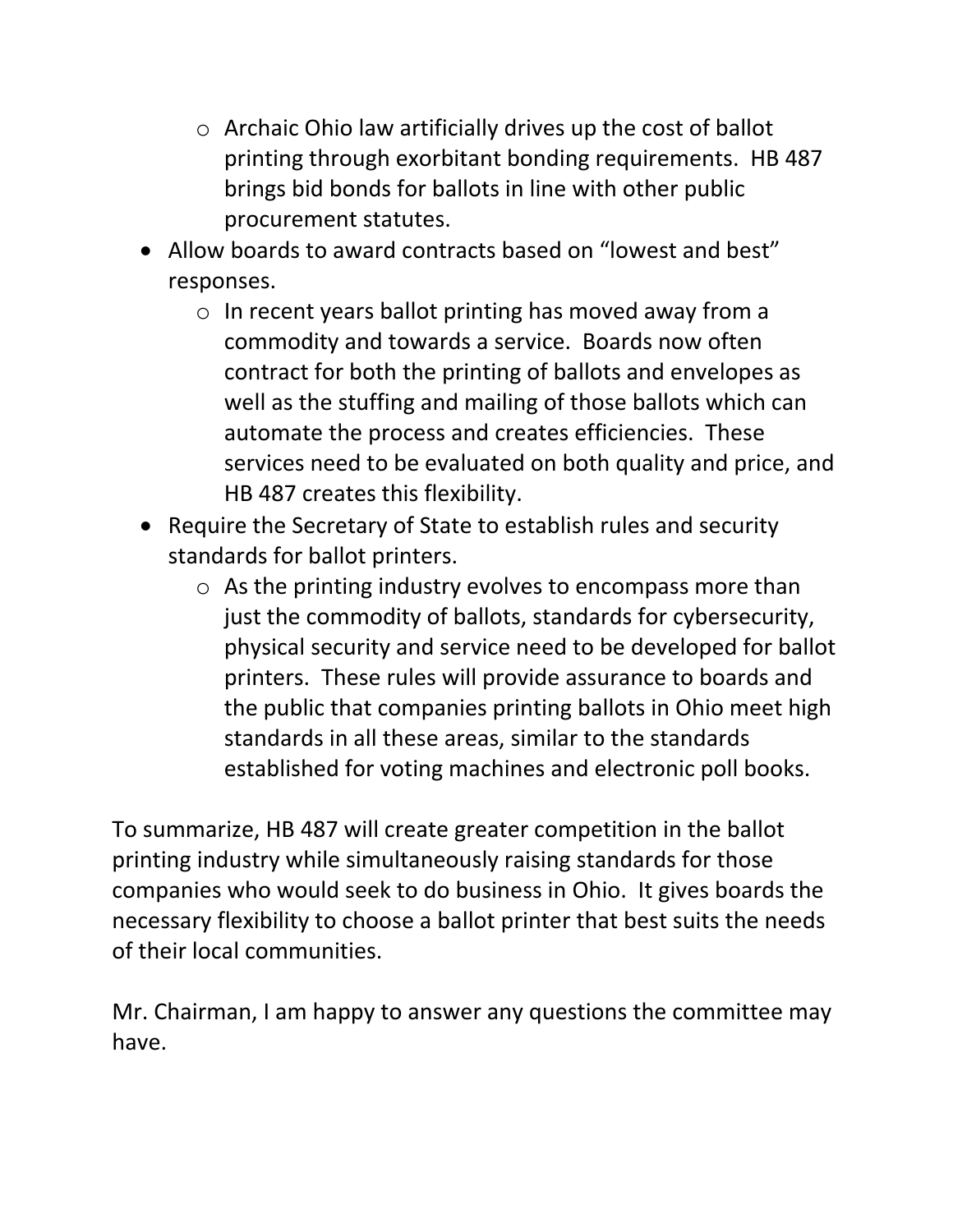- Archaic Ohio law artificially drives up the cost of ballot printing through exorbitant bonding requirements. HB 487 brings bid bonds for ballots in line with other public procurement statutes.
- Allow boards to award contracts based on "lowest and best" responses.
  - In recent years ballot printing has moved away from a commodity and towards a service. Boards now often contract for both the printing of ballots and envelopes as well as the stuffing and mailing of those ballots which can automate the process and creates efficiencies. These services need to be evaluated on both quality and price, and HB 487 creates this flexibility.
- Require the Secretary of State to establish rules and security standards for ballot printers.
  - As the printing industry evolves to encompass more than just the commodity of ballots, standards for cybersecurity, physical security and service need to be developed for ballot printers. These rules will provide assurance to boards and the public that companies printing ballots in Ohio meet high standards in all these areas, similar to the standards established for voting machines and electronic poll books.

To summarize, HB 487 will create greater competition in the ballot printing industry while simultaneously raising standards for those companies who would seek to do business in Ohio. It gives boards the necessary flexibility to choose a ballot printer that best suits the needs of their local communities.

Mr. Chairman, I am happy to answer any questions the committee may have.